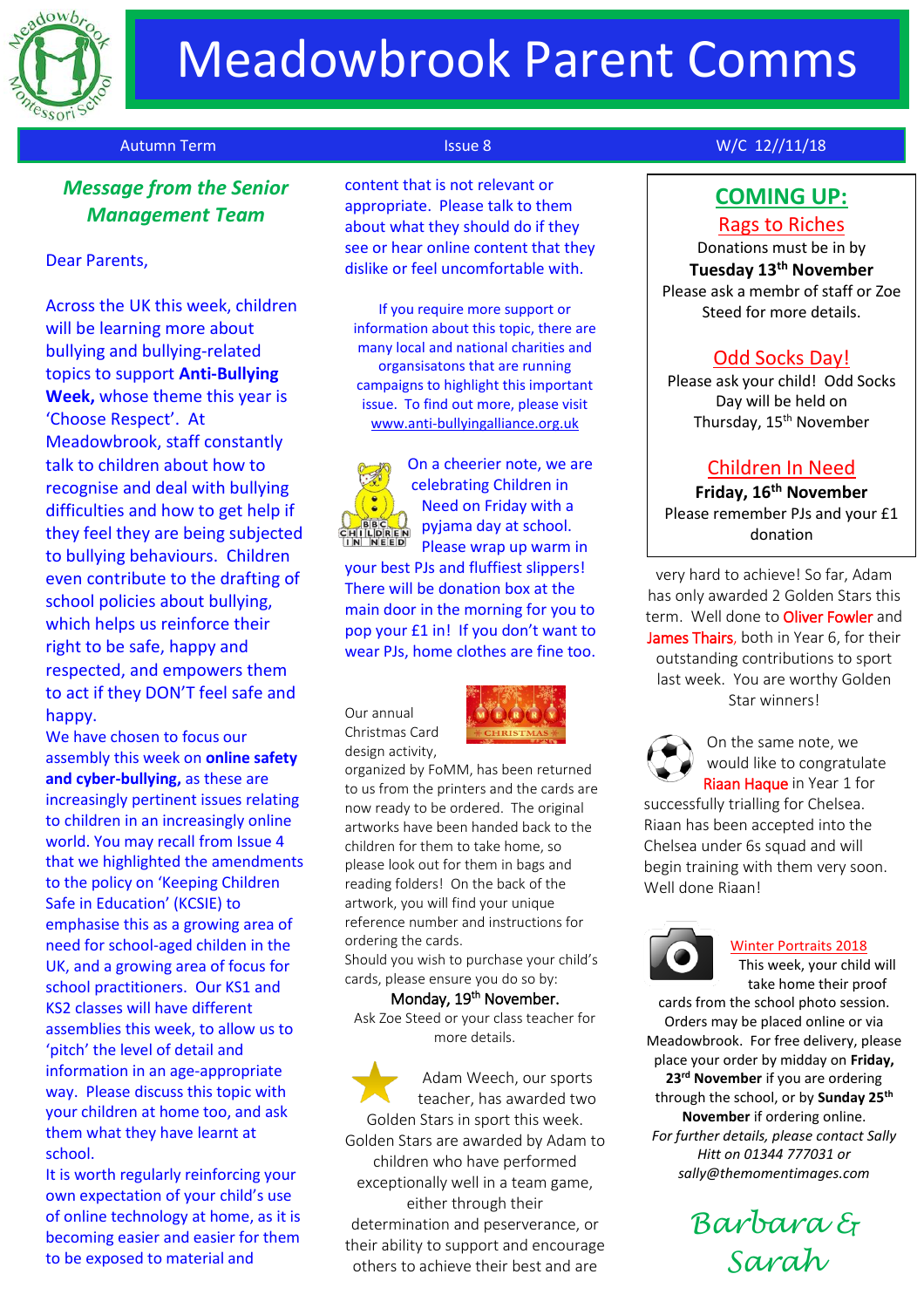# Meadowbrook Parent Comms

Autumn Term | Issue 8 | W/C 12//11/18

## *Message from the Senior Management Team*

Dear Parents,

Across the UK this week, children will be learning more about bullying and bullying-related topics to support **Anti-Bullying Week,** whose theme this year is 'Choose Respect'. At Meadowbrook, staff constantly talk to children about how to recognise and deal with bullying difficulties and how to get help if they feel they are being subjected to bullying behaviours. Children even contribute to the drafting of school policies about bullying, which helps us reinforce their right to be safe, happy and respected, and empowers them to act if they DON'T feel safe and happy.

We have chosen to focus our assembly this week on **online safety and cyber-bullying,** as these are increasingly pertinent issues relating to children in an increasingly online world. You may recall from Issue 4 that we highlighted the amendments to the policy on 'Keeping Children Safe in Education' (KCSIE) to emphasise this as a growing area of need for school-aged children in the UK, and a growing area of focus for school practitioners. Our KS1 and KS2 classes will have different assemblies this week, to allow us to 'pitch' the level of detail and information in an age-appropriate way. Please discuss this topic with your children at home too, and ask them what they have learnt at school.

It is worth regularly reinforcing your own expectation of your child's use of online technology at home, as it is becoming easier and easier for them to be exposed to material and content that is not relevant or appropriate. Please talk to them about what they should do if they see or hear online content that they dislike or feel uncomfortable with.

If you require more support or information about this topic, there are many local and national charities and organsisatons that are running campaigns to highlight this important issue. To find out more, please visit www.anti-bullyingalliance.org.uk

On a cheerier note, we are celebrating Children in Need on Friday with a pyjama day at school. Please wrap up warm in your best PJs and fluffiest slippers! There will be donation box at the main door in the morning for you to pop your £1 in! If you don't want to wear PJs, home clothes are fine too.

Our annual Christmas Card design activity, organized by FoMM, has been returned to us from the printers and the cards are now ready to be ordered. The original artworks have been handed back to the children for them to take home, so please look out for them in bags and reading folders! On the back of the artwork, you will find your unique reference number and instructions for ordering the cards.
Should you wish to purchase your child's cards, please ensure you do so by:

Monday, 19th November.

Ask Zoe Steed or your class teacher for more details.

Adam Weech, our sports teacher, has awarded two Golden Stars in sport this week. Golden Stars are awarded by Adam to children who have performed exceptionally well in a team game, either through their determination and peserverance, or their ability to support and encourage others to achieve their best and are very hard to achieve! So far, Adam has only awarded 2 Golden Stars this term. Well done to Oliver Fowler and James Thairs, both in Year 6, for their outstanding contributions to sport last week. You are worthy Golden Star winners!

On the same note, we would like to congratulate Riaan Haque in Year 1 for successfully trialling for Chelsea. Riaan has been accepted into the Chelsea under 6s squad and will begin training with them very soon. Well done Riaan!

### Winter Portraits 2018

This week, your child will take home their proof cards from the school photo session. Orders may be placed online or via Meadowbrook. For free delivery, please place your order by midday on **Friday, 23rd November** if you are ordering through the school, or by **Sunday 25th November** if ordering online.

*For further details, please contact Sally Hitt on 01344 777031 or sally@themomentimages.com*

## COMING UP:

### Rags to Riches

Donations must be in by **Tuesday 13th November**
Please ask a membr of staff or Zoe Steed for more details.

### Odd Socks Day!

Please ask your child! Odd Socks Day will be held on Thursday, 15th November

### Children In Need

**Friday, 16th November**
Please remember PJs and your £1 donation

*Barbara & Sarah*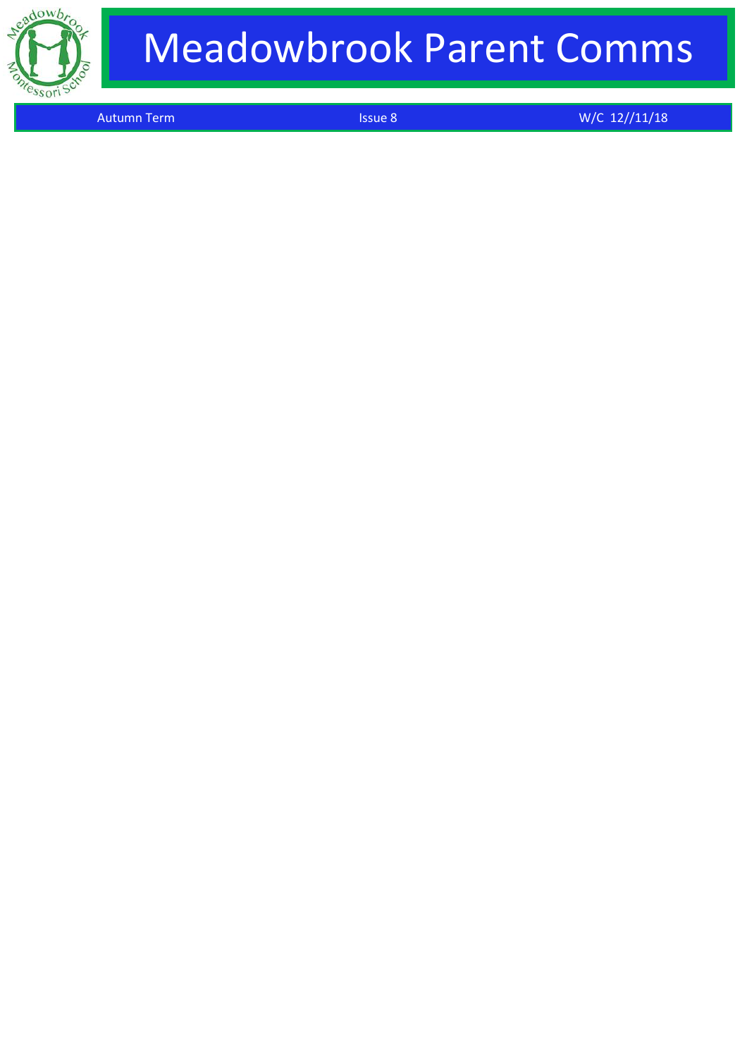# Meadowbrook Parent Comms

| | | |
|---|---|---|
| Autumn Term | Issue 8 | W/C 12//11/18 |